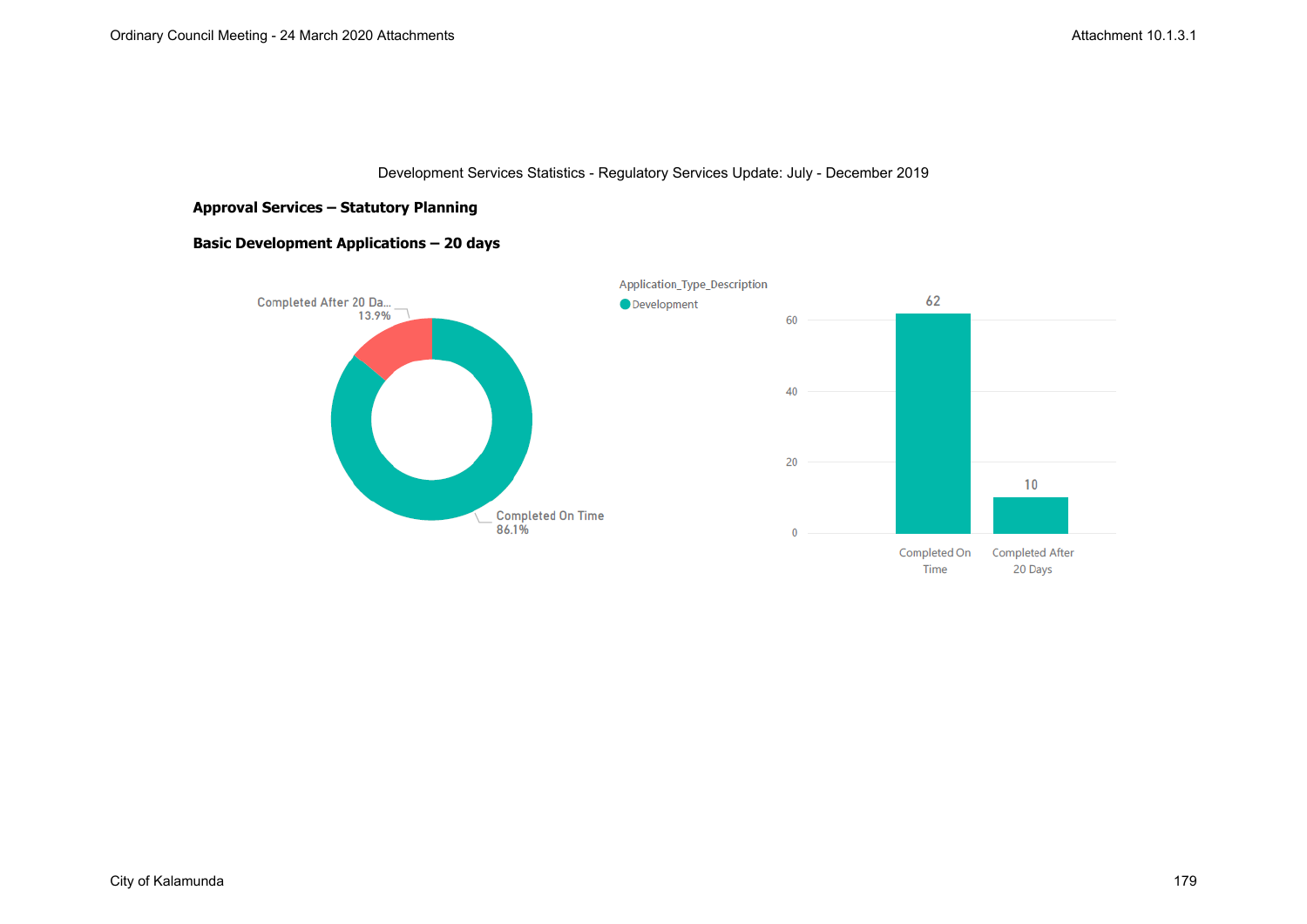Development Services Statistics - Regulatory Services Update: July - December 2019

**Approval Services – Statutory Planning**

**Basic Development Applications – 20 days**

Completed After 20 Da...
13.9%

Completed On Time
86.1%

Application_Type_Description
Development

62

10

Completed On Time

Completed After 20 Days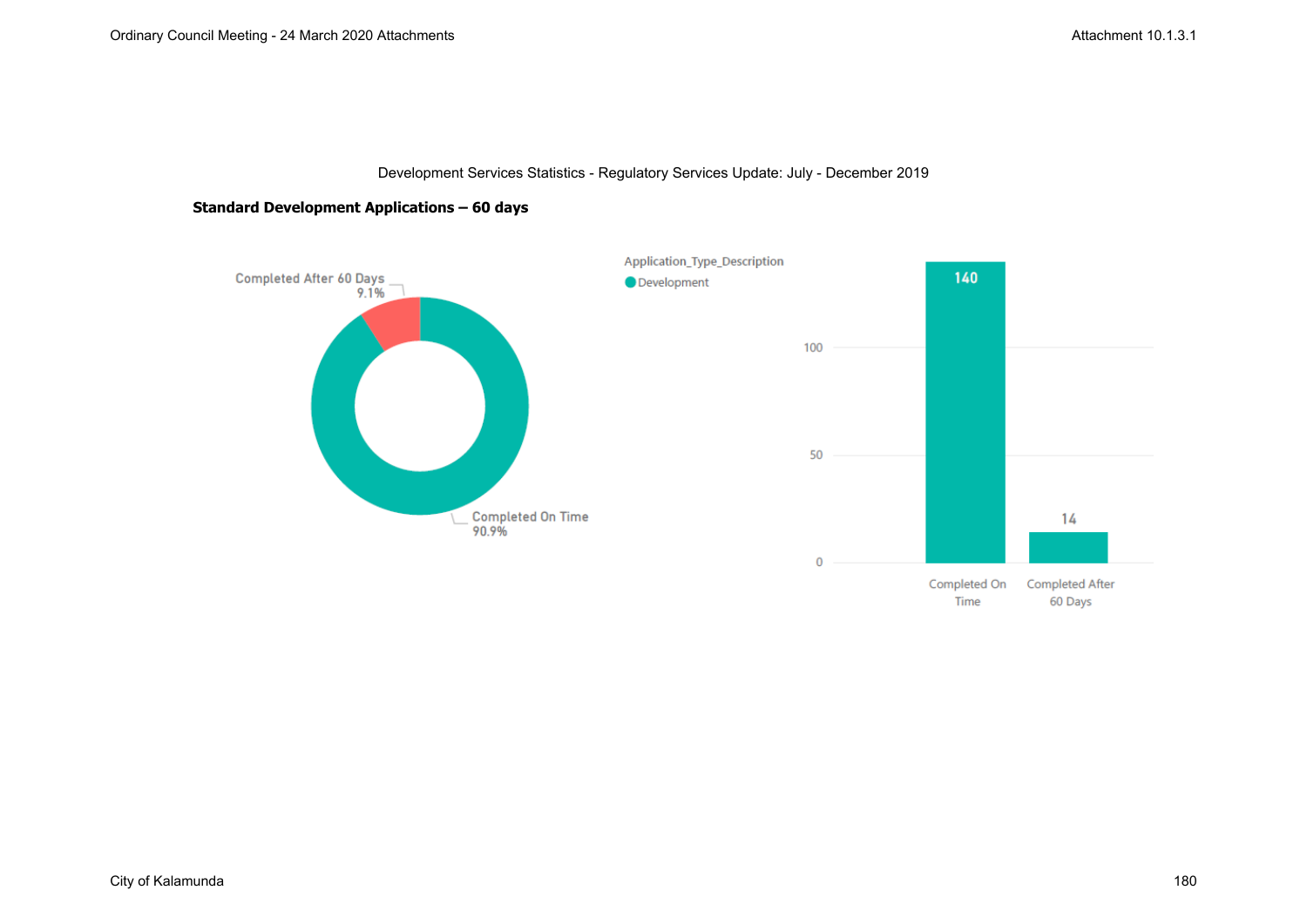Development Services Statistics - Regulatory Services Update: July - December 2019

**Standard Development Applications – 60 days**

Completed After 60 Days
9.1%

Completed On Time
90.9%

Application_Type_Description
Development

| | Development |
|---|---|
| Completed On Time | 140 |
| Completed After 60 Days | 14 |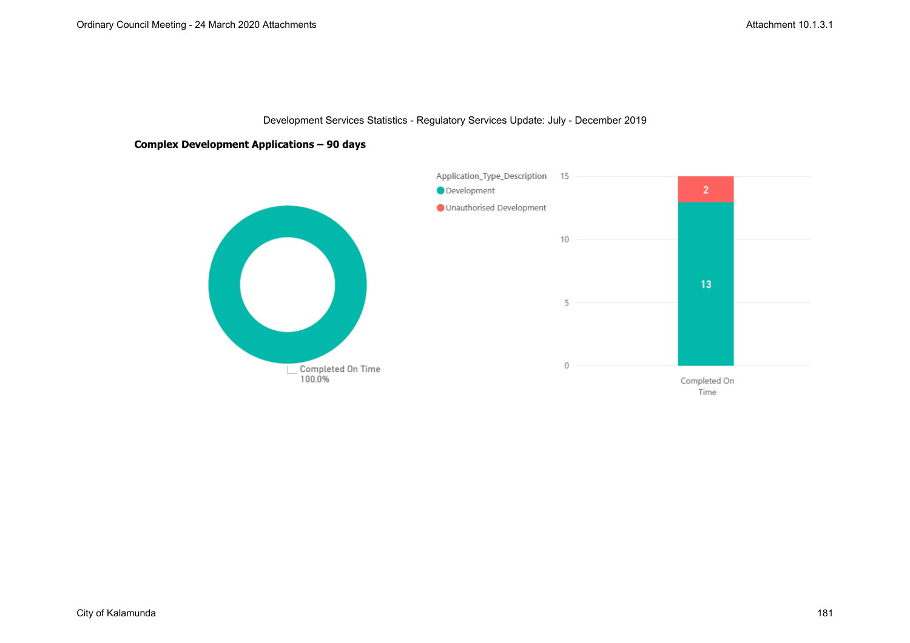Development Services Statistics - Regulatory Services Update: July - December 2019

**Complex Development Applications – 90 days**

Completed On Time
100.0%

Application_Type_Description
- Development
- Unauthorised Development

| | Development | Unauthorised Development |
|---|---|---|
| Completed On Time | 13 | 2 |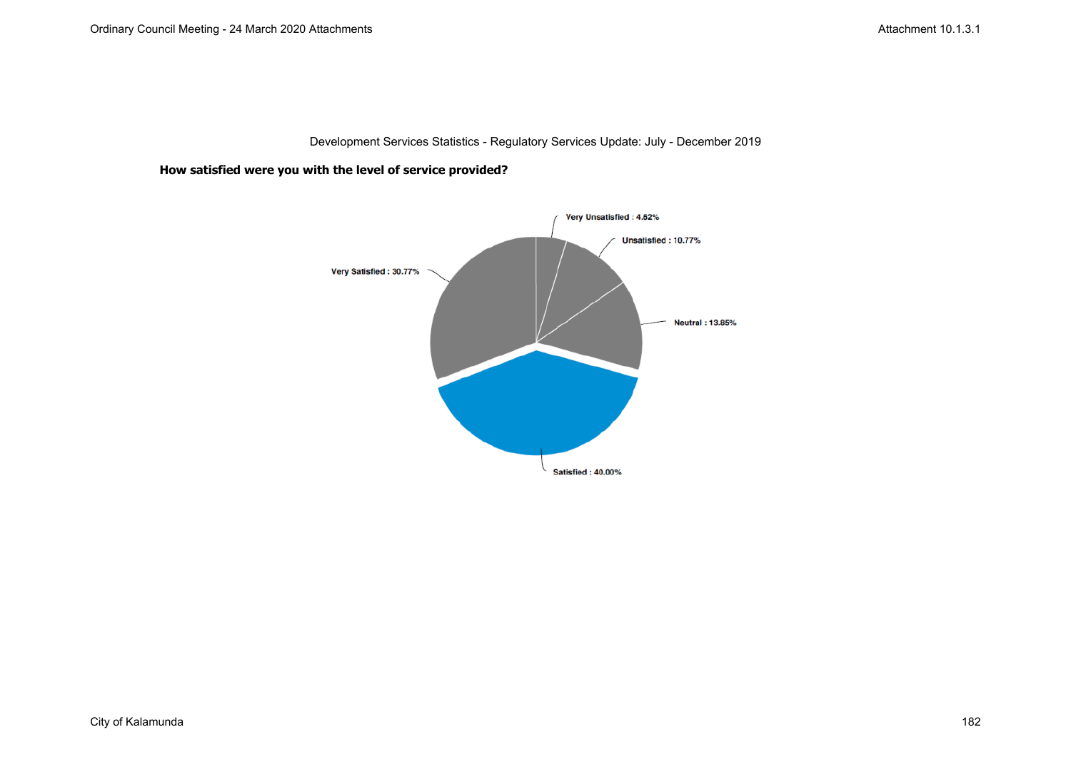Development Services Statistics - Regulatory Services Update: July - December 2019

**How satisfied were you with the level of service provided?**

Very Unsatisfied : 4.62%

Unsatisfied : 10.77%

Very Satisfied : 30.77%

Neutral : 13.85%

Satisfied : 40.00%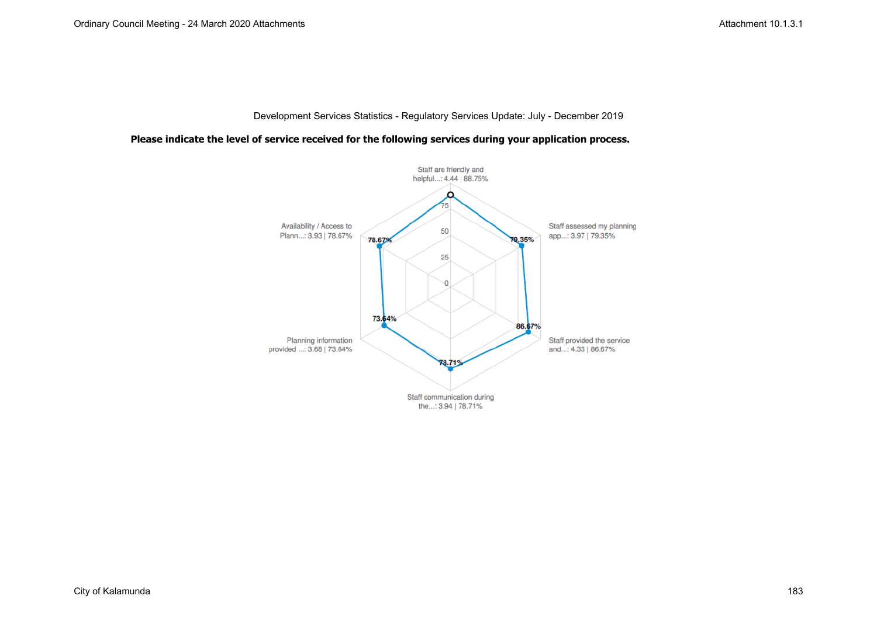Development Services Statistics - Regulatory Services Update: July - December 2019

**Please indicate the level of service received for the following services during your application process.**

Staff are friendly and helpful...: 4.44 | 88.75%

Staff assessed my planning app...: 3.97 | 79.35%

Staff provided the service and...: 4.33 | 86.67%

Staff communication during the...: 3.94 | 78.71%

Planning information provided ...: 3.68 | 73.64%

Availability / Access to Plann...: 3.93 | 78.67%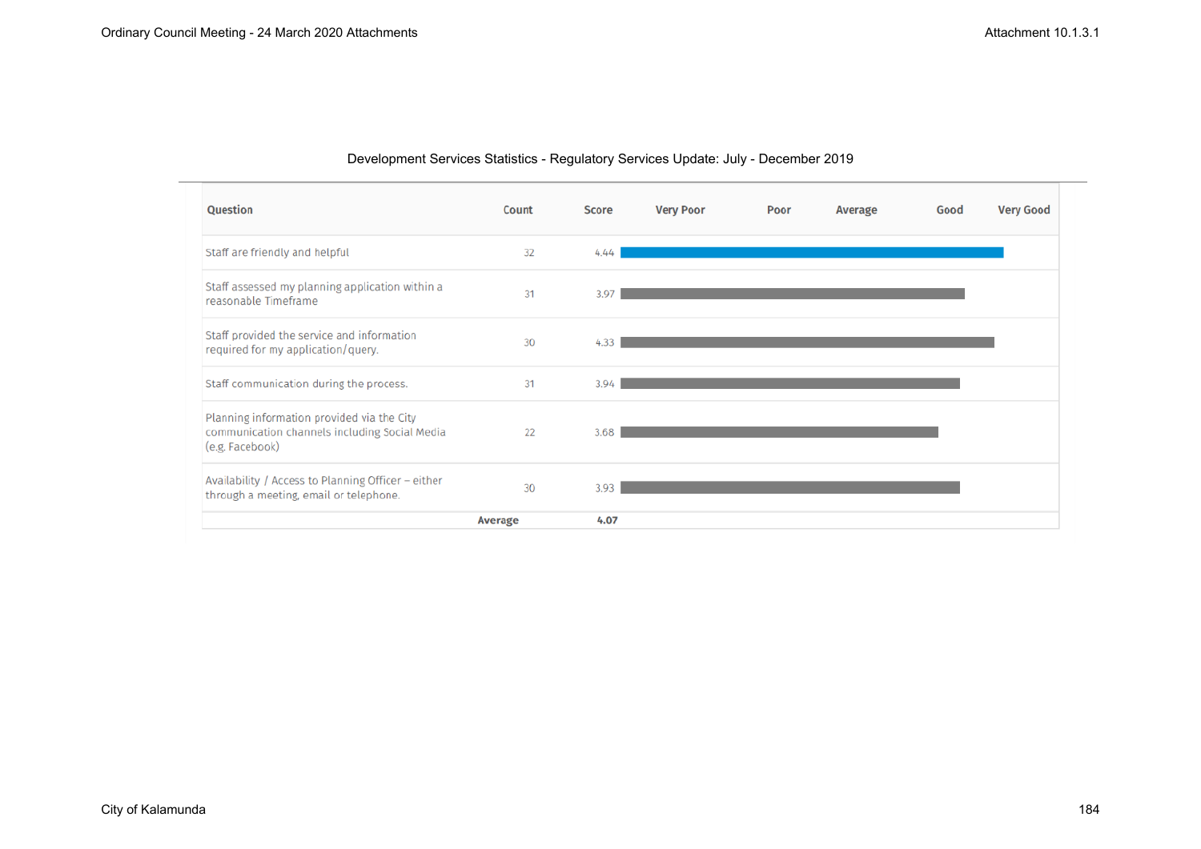Development Services Statistics - Regulatory Services Update: July - December 2019

| Question | Count | Score | Very Poor | Poor | Average | Good | Very Good |
|---|---|---|---|---|---|---|---|
| Staff are friendly and helpful | 32 | 4.44 | | | | | |
| Staff assessed my planning application within a reasonable Timeframe | 31 | 3.97 | | | | | |
| Staff provided the service and information required for my application/query. | 30 | 4.33 | | | | | |
| Staff communication during the process. | 31 | 3.94 | | | | | |
| Planning information provided via the City communication channels including Social Media (e.g. Facebook) | 22 | 3.68 | | | | | |
| Availability / Access to Planning Officer – either through a meeting, email or telephone. | 30 | 3.93 | | | | | |
| | **Average** | **4.07** | | | | | |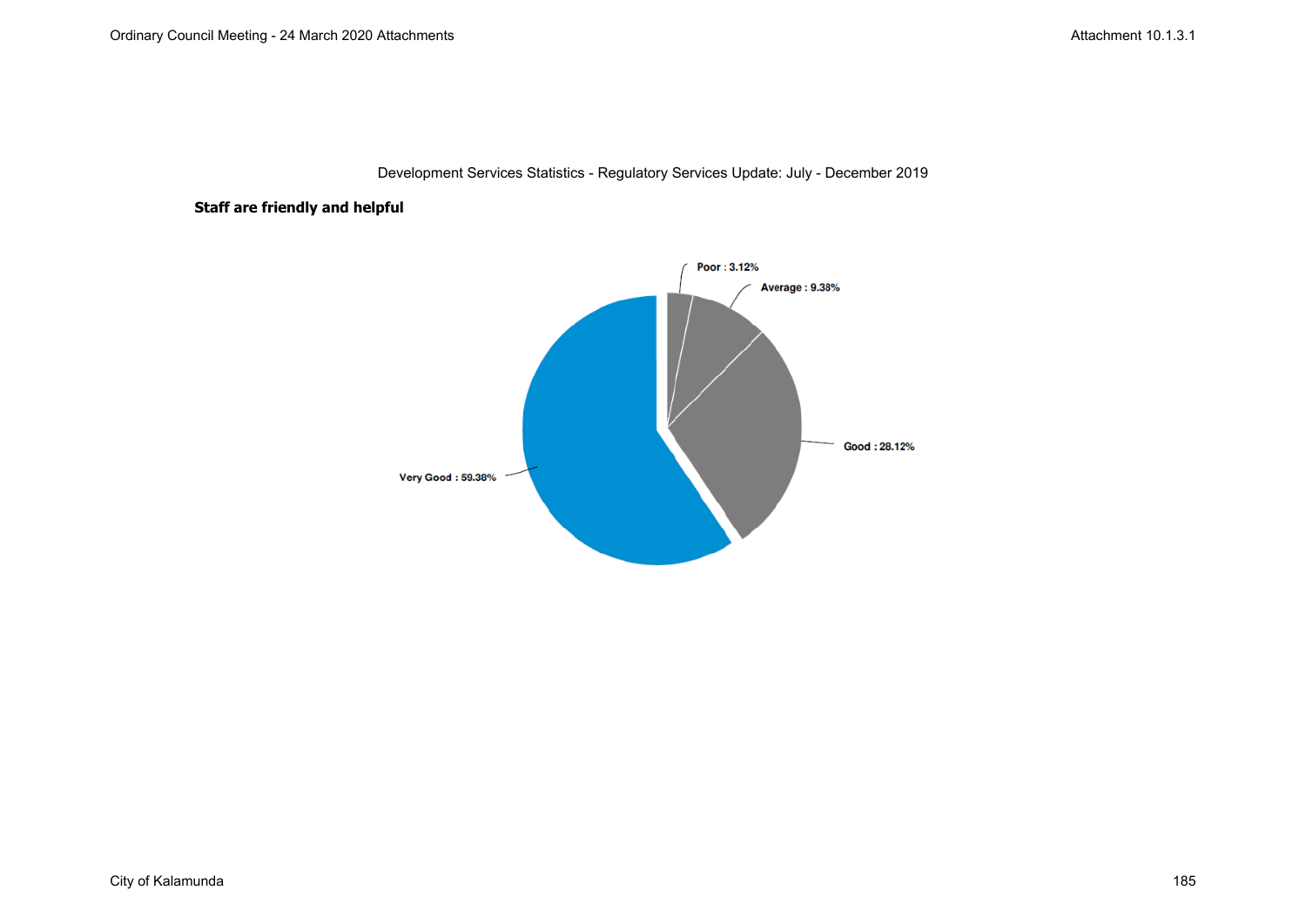Development Services Statistics - Regulatory Services Update: July - December 2019

**Staff are friendly and helpful**

Poor : 3.12%

Average : 9.38%

Good : 28.12%

Very Good : 59.38%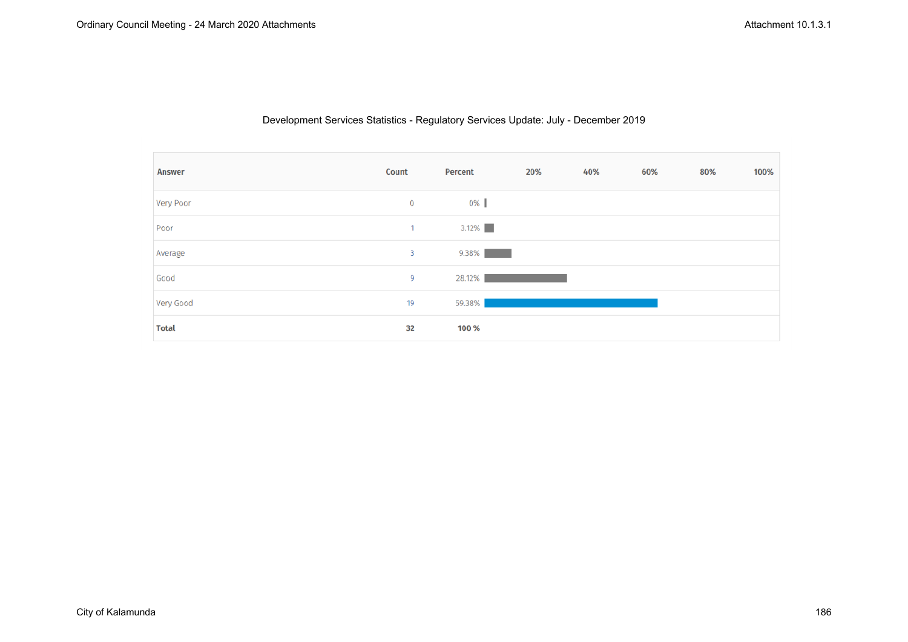Development Services Statistics - Regulatory Services Update: July - December 2019

| Answer | Count | Percent |
|---|---|---|
| Very Poor | 0 | 0% |
| Poor | 1 | 3.12% |
| Average | 3 | 9.38% |
| Good | 9 | 28.12% |
| Very Good | 19 | 59.38% |
| **Total** | **32** | **100 %** |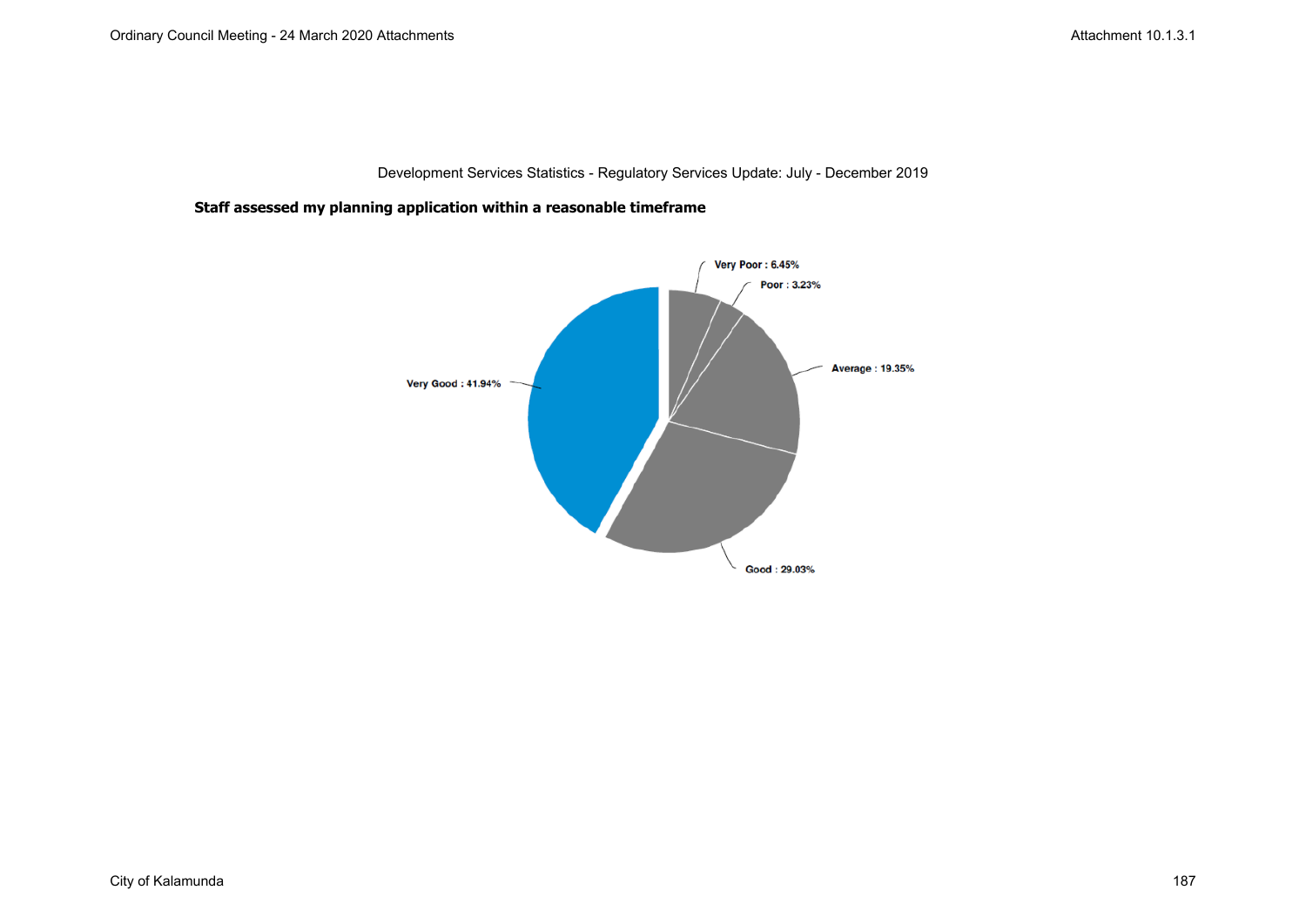Development Services Statistics - Regulatory Services Update: July - December 2019

**Staff assessed my planning application within a reasonable timeframe**

Very Poor : 6.45%

Poor : 3.23%

Average : 19.35%

Very Good : 41.94%

Good : 29.03%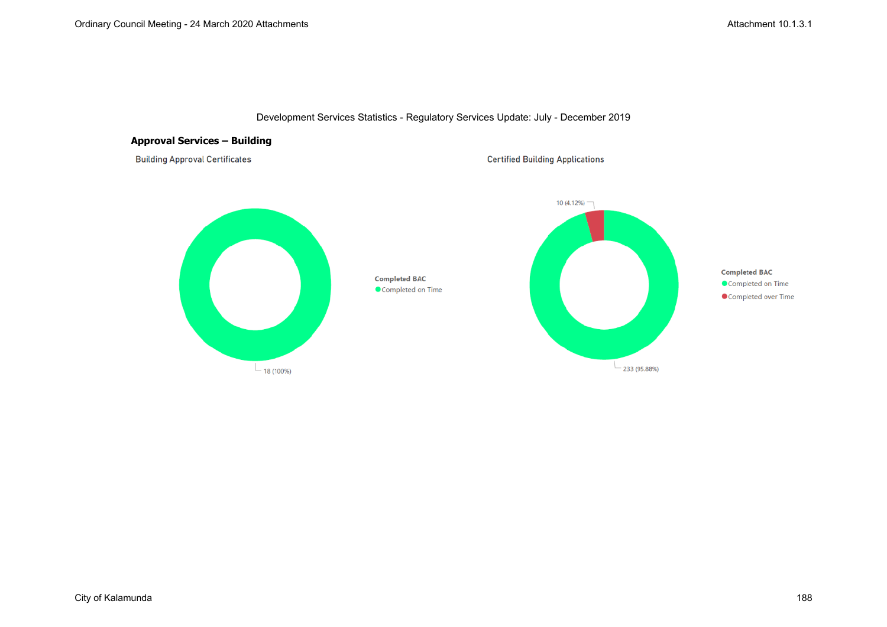Development Services Statistics - Regulatory Services Update: July - December 2019

## Approval Services – Building

Building Approval Certificates

Completed BAC
- Completed on Time

18 (100%)

Certified Building Applications

10 (4.12%)

Completed BAC
- Completed on Time
- Completed over Time

233 (95.88%)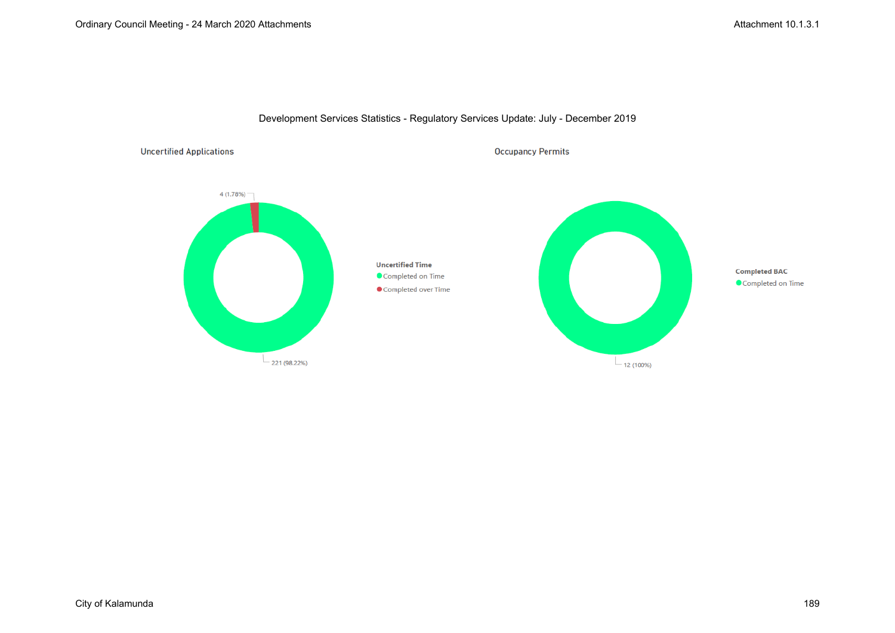Development Services Statistics - Regulatory Services Update: July - December 2019

### Uncertified Applications

4 (1.78%)

221 (98.22%)

**Uncertified Time**

- Completed on Time
- Completed over Time

### Occupancy Permits

12 (100%)

**Completed BAC**

- Completed on Time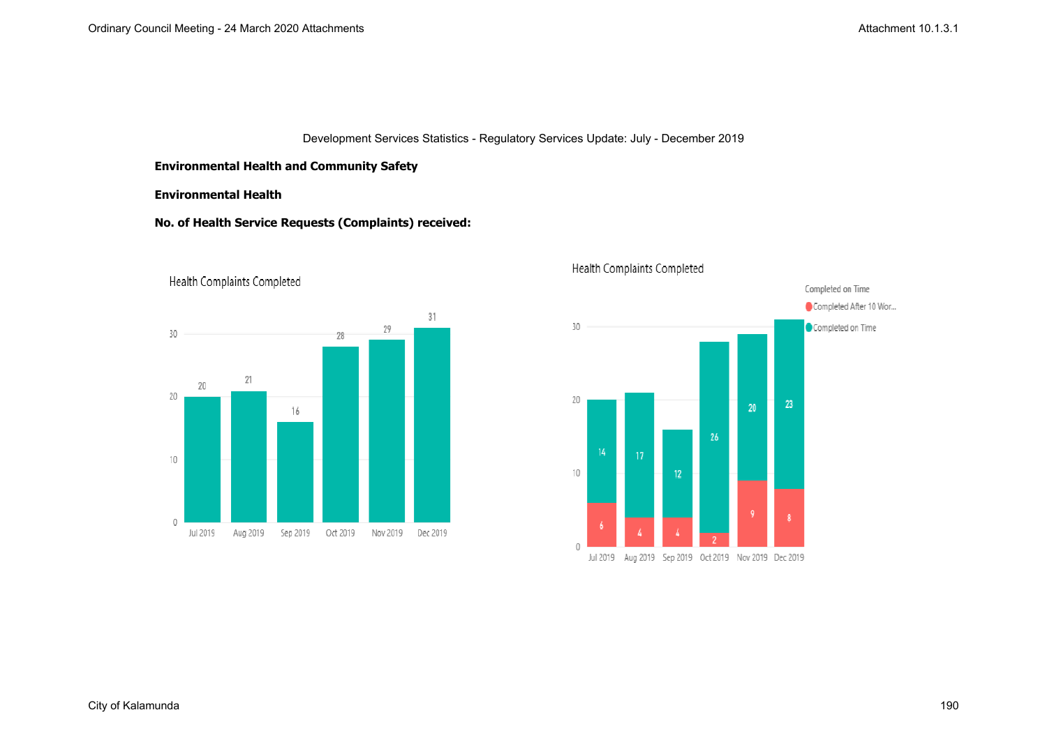Development Services Statistics - Regulatory Services Update: July - December 2019

**Environmental Health and Community Safety**

**Environmental Health**

**No. of Health Service Requests (Complaints) received:**

Health Complaints Completed

| Month | Health Complaints Completed |
|---|---|
| Jul 2019 | 20 |
| Aug 2019 | 21 |
| Sep 2019 | 16 |
| Oct 2019 | 28 |
| Nov 2019 | 29 |
| Dec 2019 | 31 |

Health Complaints Completed

| Month | Completed After 10 Wor... | Completed on Time |
|---|---|---|
| Jul 2019 | 6 | 14 |
| Aug 2019 | 4 | 17 |
| Sep 2019 | 4 | 12 |
| Oct 2019 | 2 | 26 |
| Nov 2019 | 9 | 20 |
| Dec 2019 | 8 | 23 |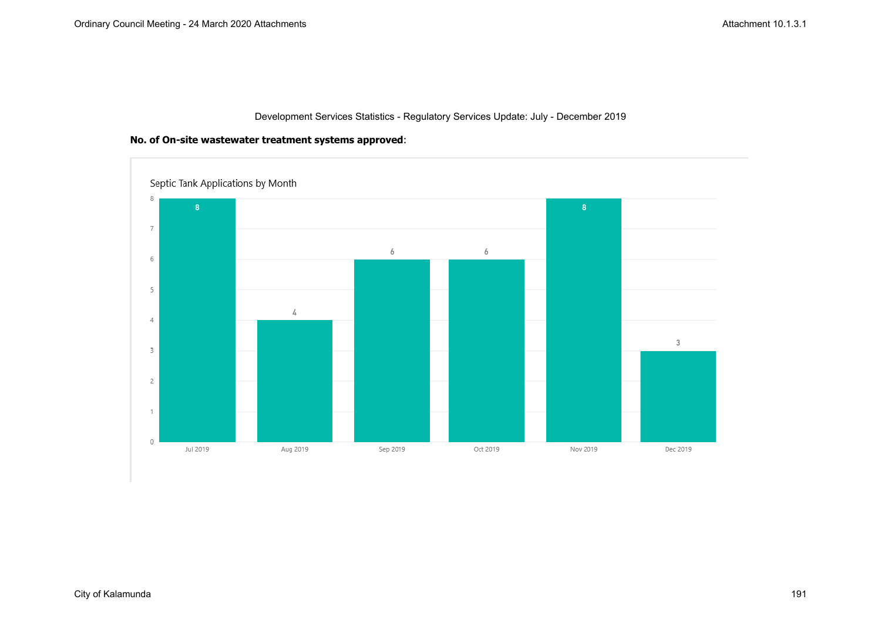Development Services Statistics - Regulatory Services Update: July - December 2019

**No. of On-site wastewater treatment systems approved**:

Septic Tank Applications by Month

| Month | Count |
|---|---|
| Jul 2019 | 8 |
| Aug 2019 | 4 |
| Sep 2019 | 6 |
| Oct 2019 | 6 |
| Nov 2019 | 8 |
| Dec 2019 | 3 |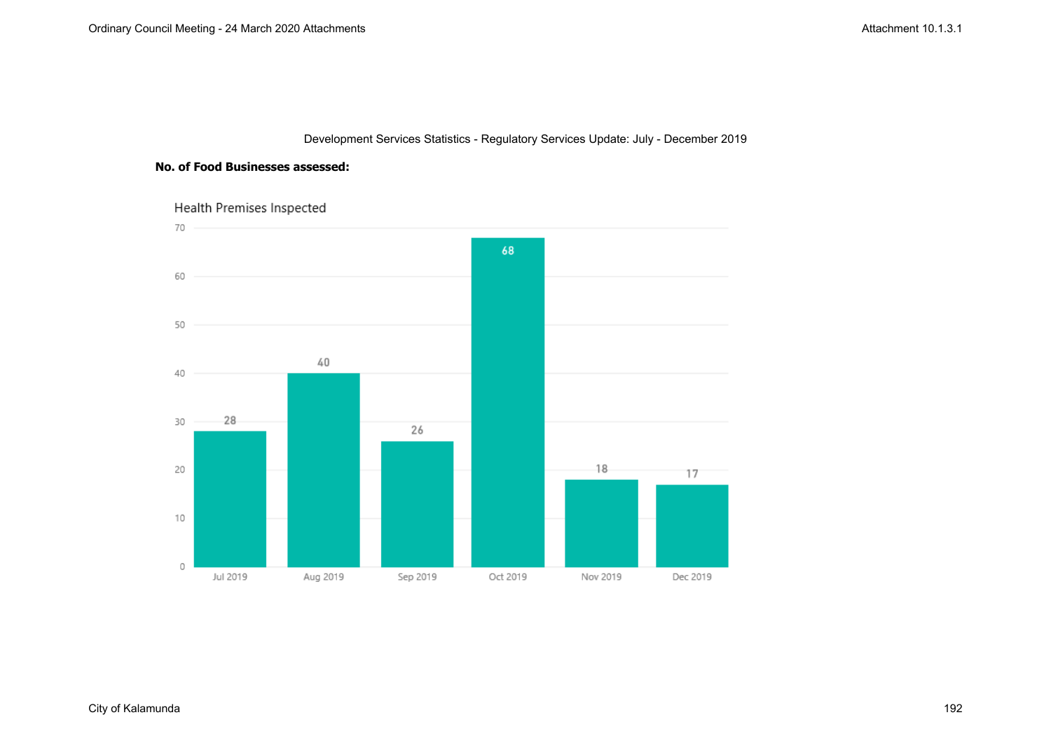Development Services Statistics - Regulatory Services Update: July - December 2019

**No. of Food Businesses assessed:**

Health Premises Inspected

| Month | Health Premises Inspected |
| --- | --- |
| Jul 2019 | 28 |
| Aug 2019 | 40 |
| Sep 2019 | 26 |
| Oct 2019 | 68 |
| Nov 2019 | 18 |
| Dec 2019 | 17 |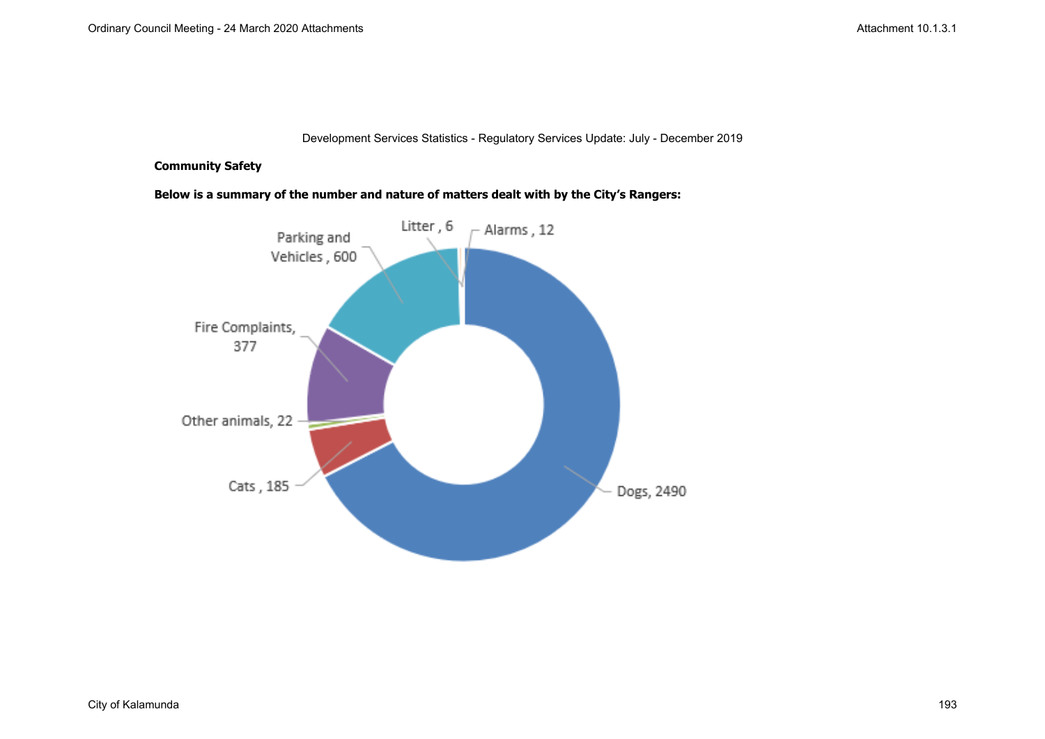Development Services Statistics - Regulatory Services Update: July - December 2019

**Community Safety**

**Below is a summary of the number and nature of matters dealt with by the City's Rangers:**

Litter , 6

Alarms , 12

Parking and Vehicles , 600

Fire Complaints, 377

Other animals, 22

Cats , 185

Dogs, 2490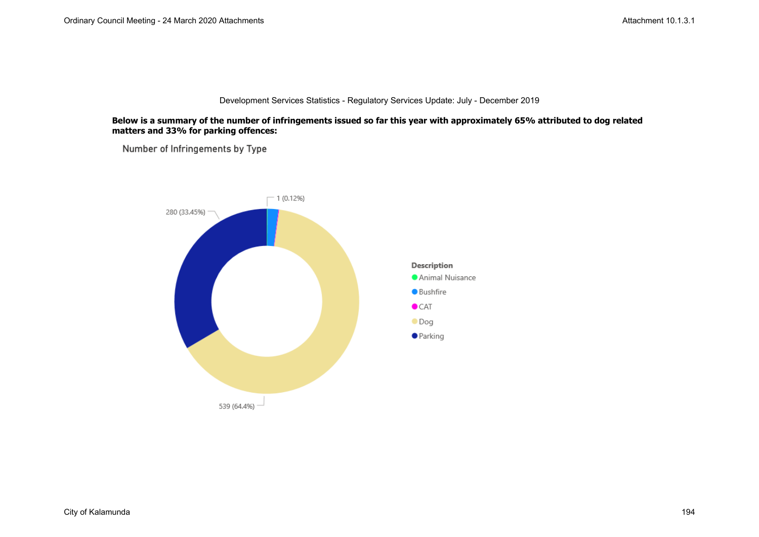Development Services Statistics - Regulatory Services Update: July - December 2019

**Below is a summary of the number of infringements issued so far this year with approximately 65% attributed to dog related matters and 33% for parking offences:**

Number of Infringements by Type

1 (0.12%)

280 (33.45%)

539 (64.4%)

**Description**

- Animal Nuisance
- Bushfire
- CAT
- Dog
- Parking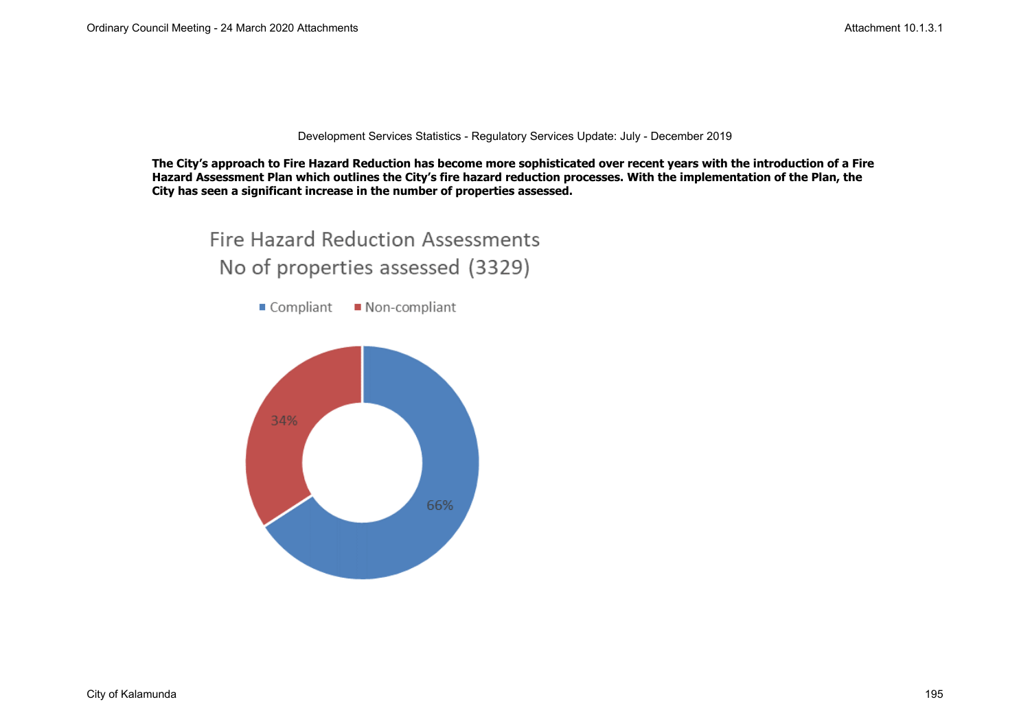Development Services Statistics - Regulatory Services Update: July - December 2019

**The City's approach to Fire Hazard Reduction has become more sophisticated over recent years with the introduction of a Fire Hazard Assessment Plan which outlines the City's fire hazard reduction processes. With the implementation of the Plan, the City has seen a significant increase in the number of properties assessed.**

Fire Hazard Reduction Assessments
No of properties assessed (3329)

Compliant
Non-compliant

34%
66%